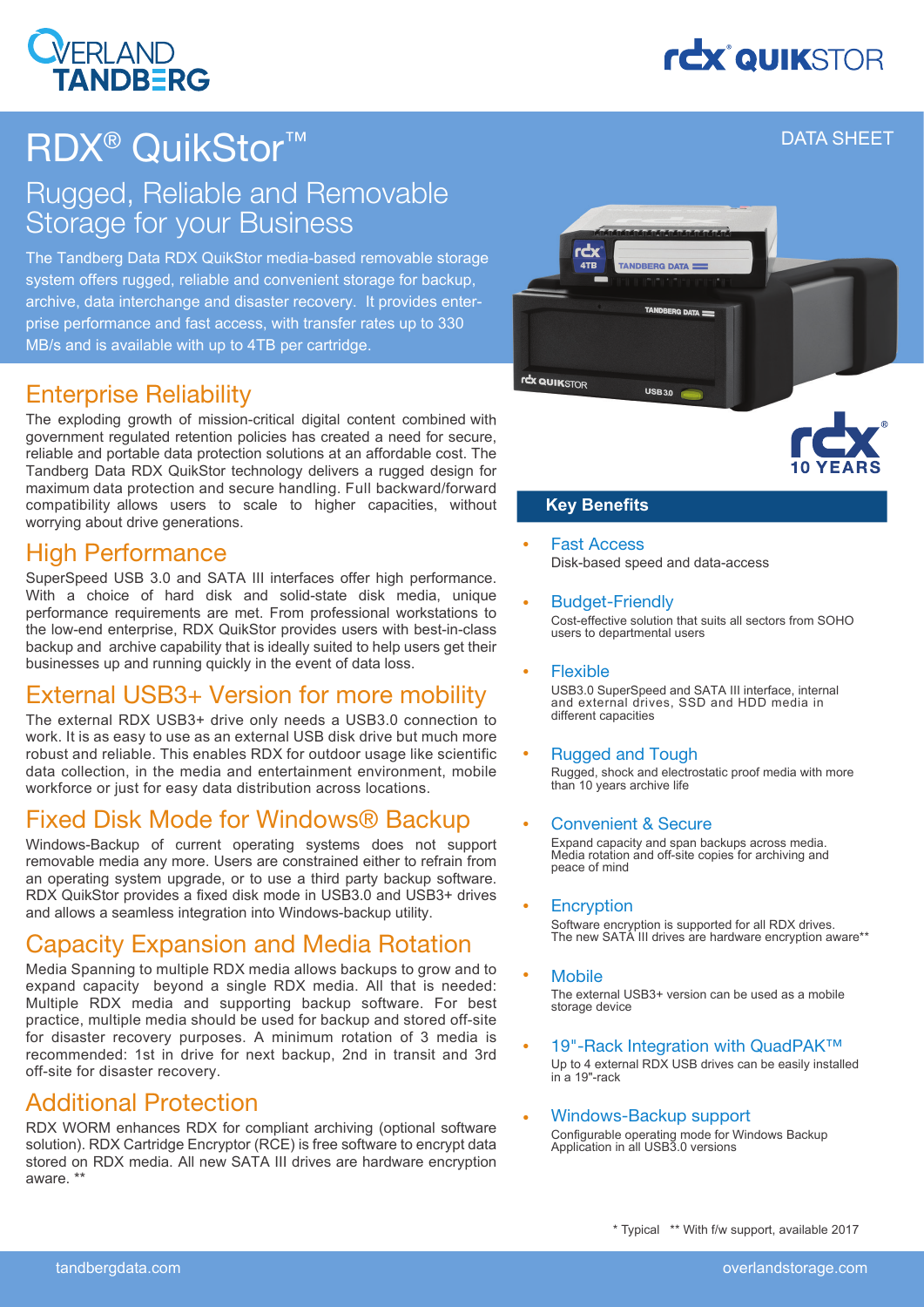DATA SHEET

# RDX® QuikStor™

## Rugged, Reliable and Removable Storage for your Business

The Tandberg Data RDX QuikStor media-based removable storage system offers rugged, reliable and convenient storage for backup, archive, data interchange and disaster recovery. It provides enterprise performance and fast access, with transfer rates up to 330 MB/s and is available with up to 4TB per cartridge.

## Enterprise Reliability

The exploding growth of mission-critical digital content combined with government regulated retention policies has created a need for secure, reliable and portable data protection solutions at an affordable cost. The Tandberg Data RDX QuikStor technology delivers a rugged design for maximum data protection and secure handling. Full backward/forward compatibility allows users to scale to higher capacities, without worrying about drive generations.

## High Performance

SuperSpeed USB 3.0 and SATA III interfaces offer high performance. With a choice of hard disk and solid-state disk media, unique performance requirements are met. From professional workstations to the low-end enterprise, RDX QuikStor provides users with best-in-class backup and archive capability that is ideally suited to help users get their businesses up and running quickly in the event of data loss.

## External USB3+ Version for more mobility

The external RDX USB3+ drive only needs a USB3.0 connection to work. It is as easy to use as an external USB disk drive but much more robust and reliable. This enables RDX for outdoor usage like scientific data collection, in the media and entertainment environment, mobile workforce or just for easy data distribution across locations.

## Fixed Disk Mode for Windows® Backup

Windows-Backup of current operating systems does not support removable media any more. Users are constrained either to refrain from an operating system upgrade, or to use a third party backup software. RDX QuikStor provides a fixed disk mode in USB3.0 and USB3+ drives and allows a seamless integration into Windows-backup utility.

## Capacity Expansion and Media Rotation

Media Spanning to multiple RDX media allows backups to grow and to expand capacity beyond a single RDX media. All that is needed: Multiple RDX media and supporting backup software. For best practice, multiple media should be used for backup and stored off-site for disaster recovery purposes. A minimum rotation of 3 media is recommended: 1st in drive for next backup, 2nd in transit and 3rd off-site for disaster recovery.

## Additional Protection

RDX WORM enhances RDX for compliant archiving (optional software solution). RDX Cartridge Encryptor (RCE) is free software to encrypt data stored on RDX media. All new SATA III drives are hardware encryption aware. **

rdx 10 YEARS

## Key Benefits

- **Fast Access**
  Disk-based speed and data-access
- **Budget-Friendly**
  Cost-effective solution that suits all sectors from SOHO users to departmental users
- **Flexible**
  USB3.0 SuperSpeed and SATA III interface, internal and external drives, SSD and HDD media in different capacities
- **Rugged and Tough**
  Rugged, shock and electrostatic proof media with more than 10 years archive life
- **Convenient & Secure**
  Expand capacity and span backups across media. Media rotation and off-site copies for archiving and peace of mind
- **Encryption**
  Software encryption is supported for all RDX drives. The new SATA III drives are hardware encryption aware**
- **Mobile**
  The external USB3+ version can be used as a mobile storage device
- **19"-Rack Integration with QuadPAK™**
  Up to 4 external RDX USB drives can be easily installed in a 19"-rack
- **Windows-Backup support**
  Configurable operating mode for Windows Backup Application in all USB3.0 versions

\* Typical ** With f/w support, available 2017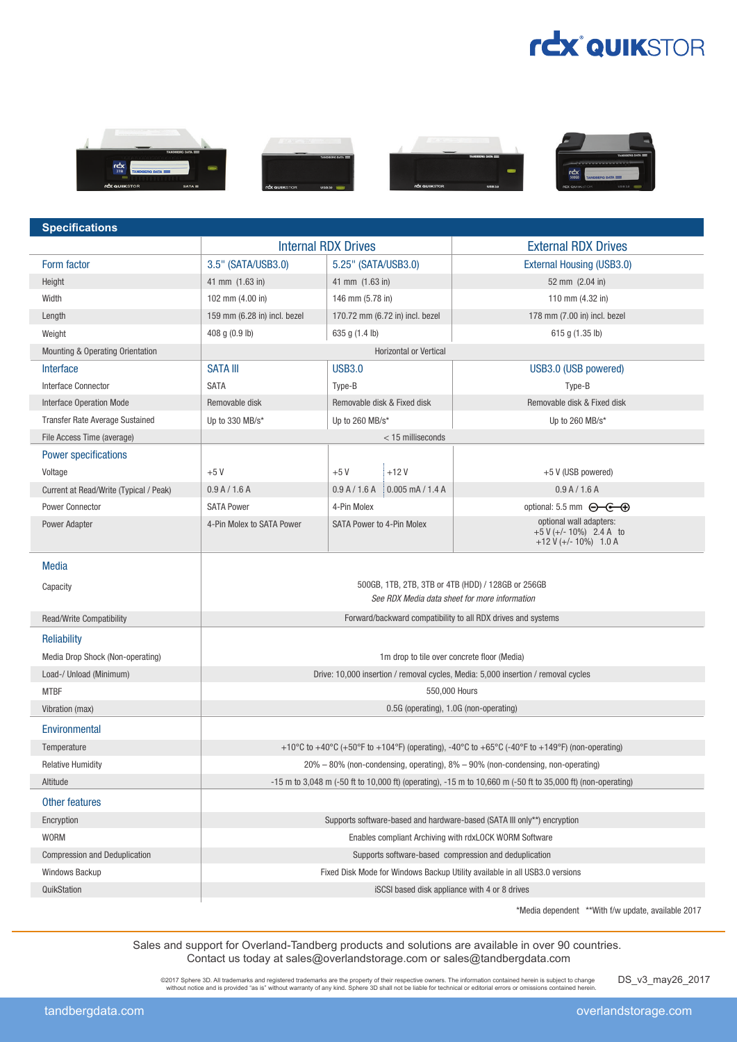## Specifications

| | Internal RDX Drives | | | External RDX Drives |
|---|---|---|---|---|
| **Form factor** | **3.5" (SATA/USB3.0)** | **5.25" (SATA/USB3.0)** | | **External Housing (USB3.0)** |
| Height | 41 mm (1.63 in) | 41 mm (1.63 in) | | 52 mm (2.04 in) |
| Width | 102 mm (4.00 in) | 146 mm (5.78 in) | | 110 mm (4.32 in) |
| Length | 159 mm (6.28 in) incl. bezel | 170.72 mm (6.72 in) incl. bezel | | 178 mm (7.00 in) incl. bezel |
| Weight | 408 g (0.9 lb) | 635 g (1.4 lb) | | 615 g (1.35 lb) |
| Mounting & Operating Orientation | Horizontal or Vertical | | | |
| **Interface** | **SATA III** | **USB3.0** | | **USB3.0 (USB powered)** |
| Interface Connector | SATA | Type-B | | Type-B |
| Interface Operation Mode | Removable disk | Removable disk & Fixed disk | | Removable disk & Fixed disk |
| Transfer Rate Average Sustained | Up to 330 MB/s* | Up to 260 MB/s* | | Up to 260 MB/s* |
| File Access Time (average) | < 15 milliseconds | | | |
| **Power specifications** | | | | |
| Voltage | +5 V | +5 V | +12 V | +5 V (USB powered) |
| Current at Read/Write (Typical / Peak) | 0.9 A / 1.6 A | 0.9 A / 1.6 A | 0.005 mA / 1.4 A | 0.9 A / 1.6 A |
| Power Connector | SATA Power | 4-Pin Molex | | optional: 5.5 mm ⊖–C–⊕ |
| Power Adapter | 4-Pin Molex to SATA Power | SATA Power to 4-Pin Molex | | optional wall adapters: +5 V (+/- 10%) 2.4 A to +12 V (+/- 10%) 1.0 A |
| **Media** | | | | |
| Capacity | 500GB, 1TB, 2TB, 3TB or 4TB (HDD) / 128GB or 256GB *See RDX Media data sheet for more information* | | | |
| Read/Write Compatibility | Forward/backward compatibility to all RDX drives and systems | | | |
| **Reliability** | | | | |
| Media Drop Shock (Non-operating) | 1m drop to tile over concrete floor (Media) | | | |
| Load-/ Unload (Minimum) | Drive: 10,000 insertion / removal cycles, Media: 5,000 insertion / removal cycles | | | |
| MTBF | 550,000 Hours | | | |
| Vibration (max) | 0.5G (operating), 1.0G (non-operating) | | | |
| **Environmental** | | | | |
| Temperature | +10°C to +40°C (+50°F to +104°F) (operating), -40°C to +65°C (-40°F to +149°F) (non-operating) | | | |
| Relative Humidity | 20% – 80% (non-condensing, operating), 8% – 90% (non-condensing, non-operating) | | | |
| Altitude | -15 m to 3,048 m (-50 ft to 10,000 ft) (operating), -15 m to 10,660 m (-50 ft to 35,000 ft) (non-operating) | | | |
| **Other features** | | | | |
| Encryption | Supports software-based and hardware-based (SATA III only**) encryption | | | |
| WORM | Enables compliant Archiving with rdxLOCK WORM Software | | | |
| Compression and Deduplication | Supports software-based compression and deduplication | | | |
| Windows Backup | Fixed Disk Mode for Windows Backup Utility available in all USB3.0 versions | | | |
| QuikStation | iSCSI based disk appliance with 4 or 8 drives | | | |

*Media dependent **With f/w update, available 2017

Sales and support for Overland-Tandberg products and solutions are available in over 90 countries.
Contact us today at sales@overlandstorage.com or sales@tandbergdata.com

©2017 Sphere 3D. All trademarks and registered trademarks are the property of their respective owners. The information contained herein is subject to change without notice and is provided "as is" without warranty of any kind. Sphere 3D shall not be liable for technical or editorial errors or omissions contained herein.

DS_v3_may26_2017

tandbergdata.com overlandstorage.com